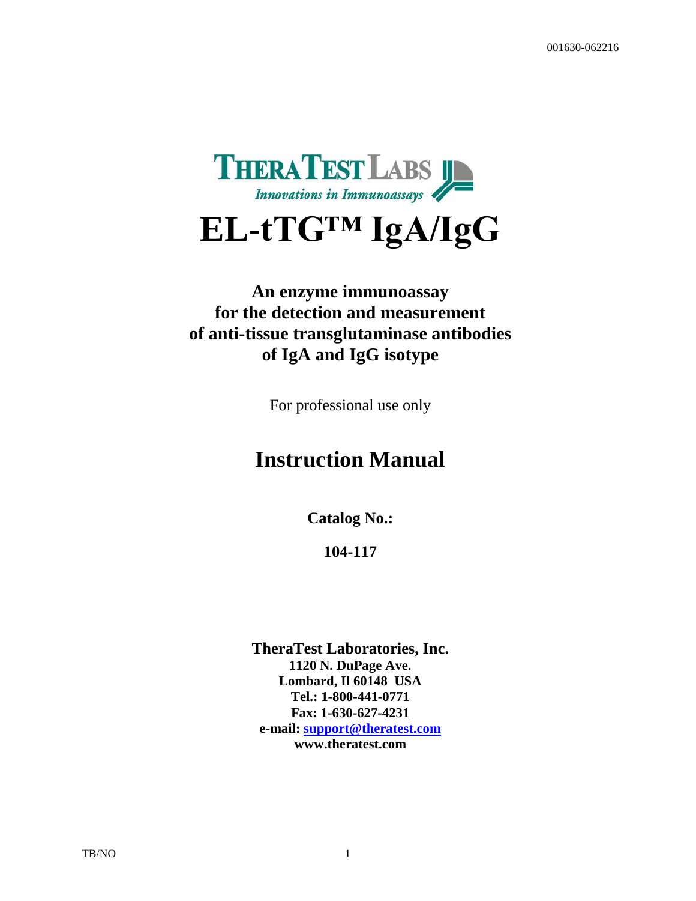001630-062216

THERATEST LABS

*Innovations in Immunoassays*

# EL-tTG™ IgA/IgG

## An enzyme immunoassay for the detection and measurement of anti-tissue transglutaminase antibodies of IgA and IgG isotype

For professional use only

# Instruction Manual

**Catalog No.:**

**104-117**

**TheraTest Laboratories, Inc.**
**1120 N. DuPage Ave.**
**Lombard, Il 60148 USA**
**Tel.: 1-800-441-0771**
**Fax: 1-630-627-4231**
**e-mail: [support@theratest.com](mailto:support@theratest.com)**
**www.theratest.com**

TB/NO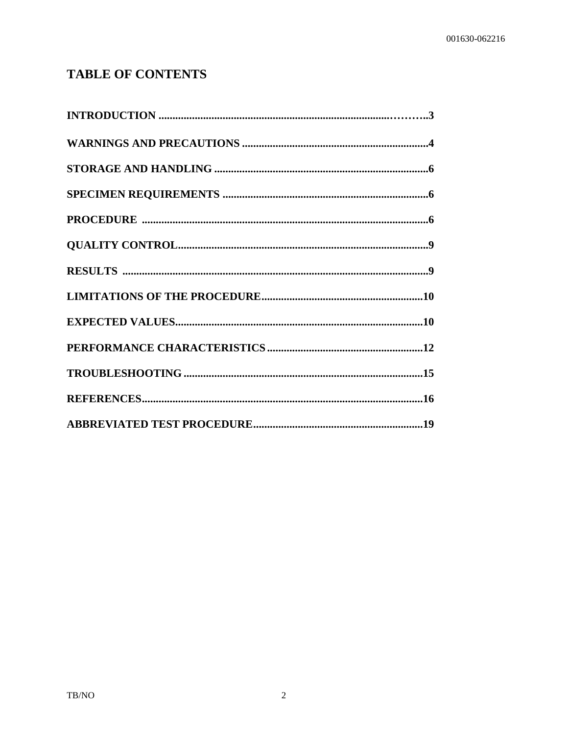# TABLE OF CONTENTS

**INTRODUCTION ........................................................................................3**

**WARNINGS AND PRECAUTIONS ...................................................................4**

**STORAGE AND HANDLING .............................................................................6**

**SPECIMEN REQUIREMENTS ..........................................................................6**

**PROCEDURE .....................................................................................................6**

**QUALITY CONTROL..........................................................................................9**

**RESULTS ...........................................................................................................9**

**LIMITATIONS OF THE PROCEDURE..........................................................10**

**EXPECTED VALUES........................................................................................10**

**PERFORMANCE CHARACTERISTICS........................................................12**

**TROUBLESHOOTING......................................................................................15**

**REFERENCES....................................................................................................16**

**ABBREVIATED TEST PROCEDURE.............................................................19**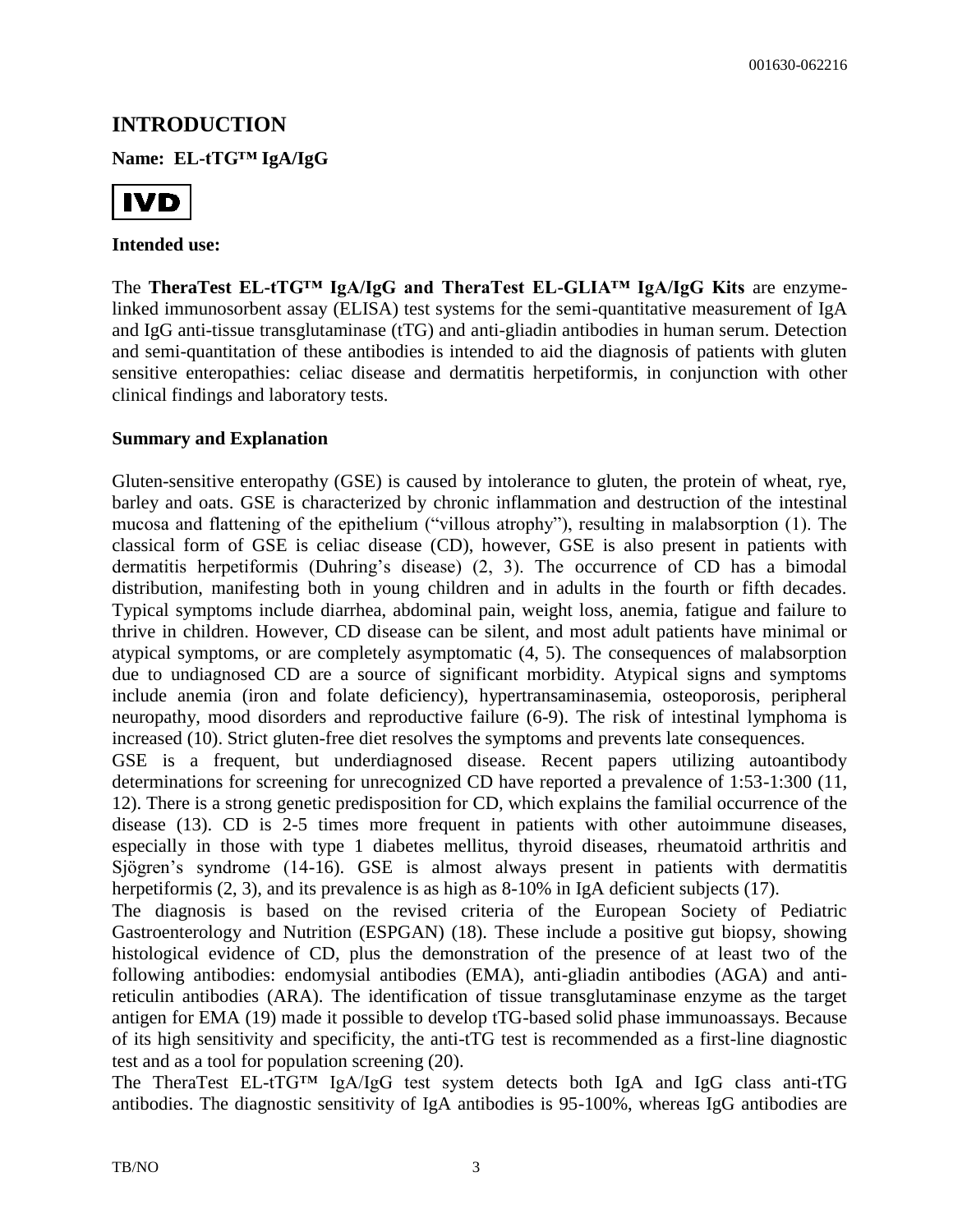## INTRODUCTION

**Name: EL-tTG™ IgA/IgG**

**IVD**

**Intended use:**

The **TheraTest EL-tTG™ IgA/IgG and TheraTest EL-GLIA™ IgA/IgG Kits** are enzyme-linked immunosorbent assay (ELISA) test systems for the semi-quantitative measurement of IgA and IgG anti-tissue transglutaminase (tTG) and anti-gliadin antibodies in human serum. Detection and semi-quantitation of these antibodies is intended to aid the diagnosis of patients with gluten sensitive enteropathies: celiac disease and dermatitis herpetiformis, in conjunction with other clinical findings and laboratory tests.

**Summary and Explanation**

Gluten-sensitive enteropathy (GSE) is caused by intolerance to gluten, the protein of wheat, rye, barley and oats. GSE is characterized by chronic inflammation and destruction of the intestinal mucosa and flattening of the epithelium ("villous atrophy"), resulting in malabsorption (1). The classical form of GSE is celiac disease (CD), however, GSE is also present in patients with dermatitis herpetiformis (Duhring's disease) (2, 3). The occurrence of CD has a bimodal distribution, manifesting both in young children and in adults in the fourth or fifth decades. Typical symptoms include diarrhea, abdominal pain, weight loss, anemia, fatigue and failure to thrive in children. However, CD disease can be silent, and most adult patients have minimal or atypical symptoms, or are completely asymptomatic (4, 5). The consequences of malabsorption due to undiagnosed CD are a source of significant morbidity. Atypical signs and symptoms include anemia (iron and folate deficiency), hypertransaminasemia, osteoporosis, peripheral neuropathy, mood disorders and reproductive failure (6-9). The risk of intestinal lymphoma is increased (10). Strict gluten-free diet resolves the symptoms and prevents late consequences.

GSE is a frequent, but underdiagnosed disease. Recent papers utilizing autoantibody determinations for screening for unrecognized CD have reported a prevalence of 1:53-1:300 (11, 12). There is a strong genetic predisposition for CD, which explains the familial occurrence of the disease (13). CD is 2-5 times more frequent in patients with other autoimmune diseases, especially in those with type 1 diabetes mellitus, thyroid diseases, rheumatoid arthritis and Sjögren's syndrome (14-16). GSE is almost always present in patients with dermatitis herpetiformis (2, 3), and its prevalence is as high as 8-10% in IgA deficient subjects (17).

The diagnosis is based on the revised criteria of the European Society of Pediatric Gastroenterology and Nutrition (ESPGAN) (18). These include a positive gut biopsy, showing histological evidence of CD, plus the demonstration of the presence of at least two of the following antibodies: endomysial antibodies (EMA), anti-gliadin antibodies (AGA) and anti-reticulin antibodies (ARA). The identification of tissue transglutaminase enzyme as the target antigen for EMA (19) made it possible to develop tTG-based solid phase immunoassays. Because of its high sensitivity and specificity, the anti-tTG test is recommended as a first-line diagnostic test and as a tool for population screening (20).

The TheraTest EL-tTG™ IgA/IgG test system detects both IgA and IgG class anti-tTG antibodies. The diagnostic sensitivity of IgA antibodies is 95-100%, whereas IgG antibodies are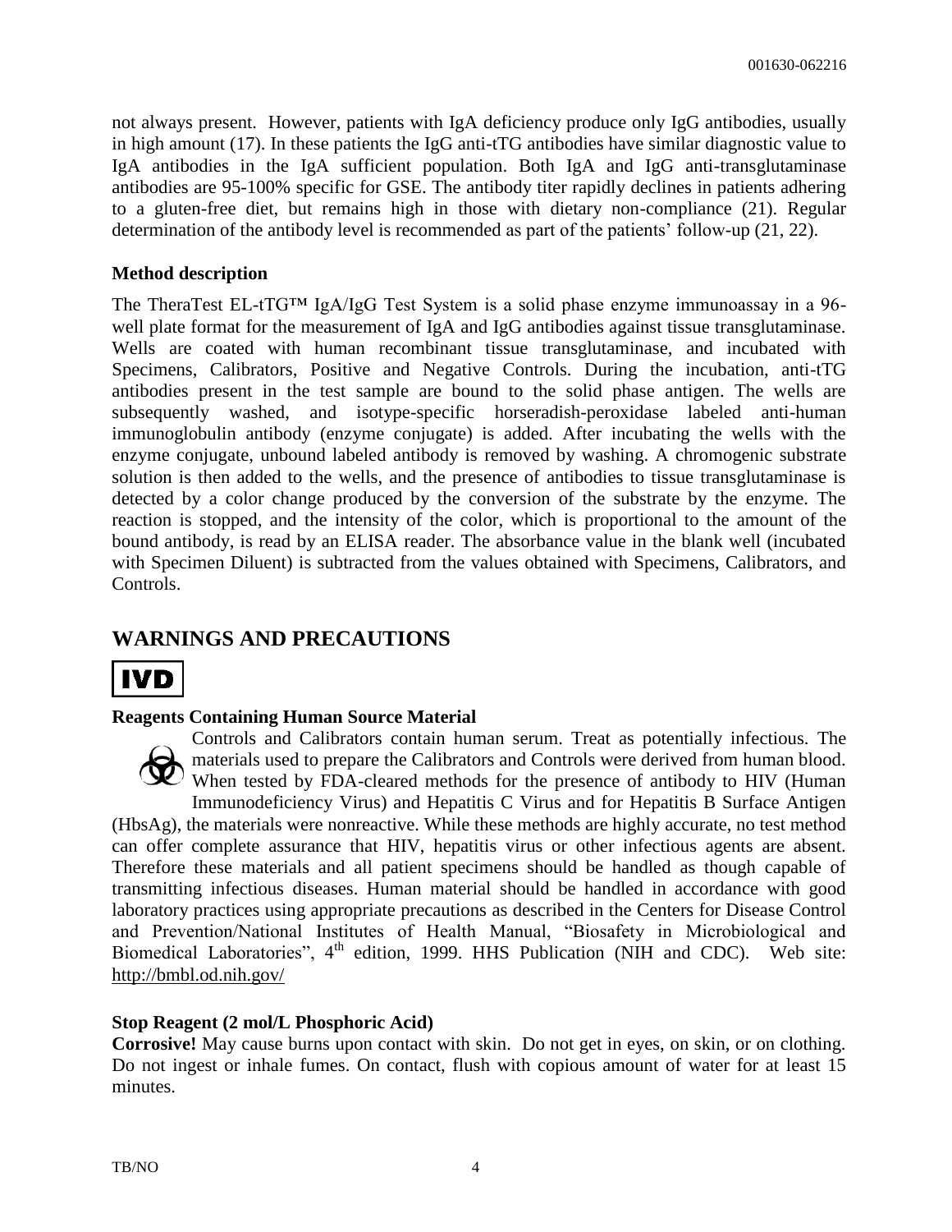not always present. However, patients with IgA deficiency produce only IgG antibodies, usually in high amount (17). In these patients the IgG anti-tTG antibodies have similar diagnostic value to IgA antibodies in the IgA sufficient population. Both IgA and IgG anti-transglutaminase antibodies are 95-100% specific for GSE. The antibody titer rapidly declines in patients adhering to a gluten-free diet, but remains high in those with dietary non-compliance (21). Regular determination of the antibody level is recommended as part of the patients' follow-up (21, 22).

### Method description

The TheraTest EL-tTG™ IgA/IgG Test System is a solid phase enzyme immunoassay in a 96-well plate format for the measurement of IgA and IgG antibodies against tissue transglutaminase. Wells are coated with human recombinant tissue transglutaminase, and incubated with Specimens, Calibrators, Positive and Negative Controls. During the incubation, anti-tTG antibodies present in the test sample are bound to the solid phase antigen. The wells are subsequently washed, and isotype-specific horseradish-peroxidase labeled anti-human immunoglobulin antibody (enzyme conjugate) is added. After incubating the wells with the enzyme conjugate, unbound labeled antibody is removed by washing. A chromogenic substrate solution is then added to the wells, and the presence of antibodies to tissue transglutaminase is detected by a color change produced by the conversion of the substrate by the enzyme. The reaction is stopped, and the intensity of the color, which is proportional to the amount of the bound antibody, is read by an ELISA reader. The absorbance value in the blank well (incubated with Specimen Diluent) is subtracted from the values obtained with Specimens, Calibrators, and Controls.

## WARNINGS AND PRECAUTIONS

**IVD**

### Reagents Containing Human Source Material

Controls and Calibrators contain human serum. Treat as potentially infectious. The materials used to prepare the Calibrators and Controls were derived from human blood. When tested by FDA-cleared methods for the presence of antibody to HIV (Human Immunodeficiency Virus) and Hepatitis C Virus and for Hepatitis B Surface Antigen (HbsAg), the materials were nonreactive. While these methods are highly accurate, no test method can offer complete assurance that HIV, hepatitis virus or other infectious agents are absent. Therefore these materials and all patient specimens should be handled as though capable of transmitting infectious diseases. Human material should be handled in accordance with good laboratory practices using appropriate precautions as described in the Centers for Disease Control and Prevention/National Institutes of Health Manual, "Biosafety in Microbiological and Biomedical Laboratories", 4th edition, 1999. HHS Publication (NIH and CDC). Web site: http://bmbl.od.nih.gov/

### Stop Reagent (2 mol/L Phosphoric Acid)

**Corrosive!** May cause burns upon contact with skin. Do not get in eyes, on skin, or on clothing. Do not ingest or inhale fumes. On contact, flush with copious amount of water for at least 15 minutes.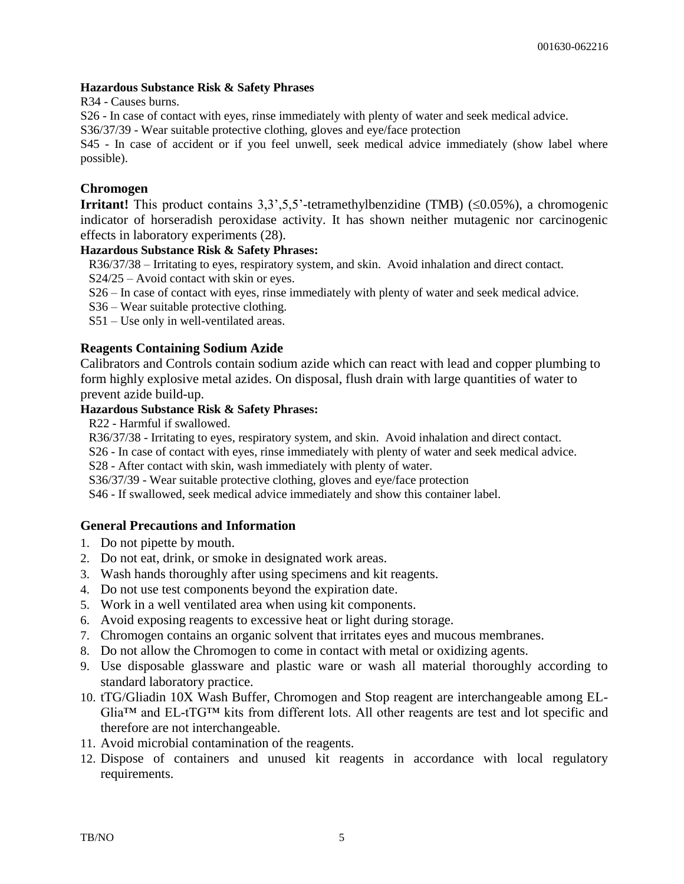**Hazardous Substance Risk & Safety Phrases**

R34 - Causes burns.

S26 - In case of contact with eyes, rinse immediately with plenty of water and seek medical advice.

S36/37/39 - Wear suitable protective clothing, gloves and eye/face protection

S45 - In case of accident or if you feel unwell, seek medical advice immediately (show label where possible).

### Chromogen

**Irritant!** This product contains 3,3',5,5'-tetramethylbenzidine (TMB) (≤0.05%), a chromogenic indicator of horseradish peroxidase activity. It has shown neither mutagenic nor carcinogenic effects in laboratory experiments (28).

**Hazardous Substance Risk & Safety Phrases:**

R36/37/38 – Irritating to eyes, respiratory system, and skin. Avoid inhalation and direct contact.

S24/25 – Avoid contact with skin or eyes.

S26 – In case of contact with eyes, rinse immediately with plenty of water and seek medical advice.

S36 – Wear suitable protective clothing.

S51 – Use only in well-ventilated areas.

### Reagents Containing Sodium Azide

Calibrators and Controls contain sodium azide which can react with lead and copper plumbing to form highly explosive metal azides. On disposal, flush drain with large quantities of water to prevent azide build-up.

**Hazardous Substance Risk & Safety Phrases:**

R22 - Harmful if swallowed.

R36/37/38 - Irritating to eyes, respiratory system, and skin. Avoid inhalation and direct contact.

S26 - In case of contact with eyes, rinse immediately with plenty of water and seek medical advice.

S28 - After contact with skin, wash immediately with plenty of water.

S36/37/39 - Wear suitable protective clothing, gloves and eye/face protection

S46 - If swallowed, seek medical advice immediately and show this container label.

### General Precautions and Information

1. Do not pipette by mouth.
2. Do not eat, drink, or smoke in designated work areas.
3. Wash hands thoroughly after using specimens and kit reagents.
4. Do not use test components beyond the expiration date.
5. Work in a well ventilated area when using kit components.
6. Avoid exposing reagents to excessive heat or light during storage.
7. Chromogen contains an organic solvent that irritates eyes and mucous membranes.
8. Do not allow the Chromogen to come in contact with metal or oxidizing agents.
9. Use disposable glassware and plastic ware or wash all material thoroughly according to standard laboratory practice.
10. tTG/Gliadin 10X Wash Buffer, Chromogen and Stop reagent are interchangeable among EL-Glia™ and EL-tTG™ kits from different lots. All other reagents are test and lot specific and therefore are not interchangeable.
11. Avoid microbial contamination of the reagents.
12. Dispose of containers and unused kit reagents in accordance with local regulatory requirements.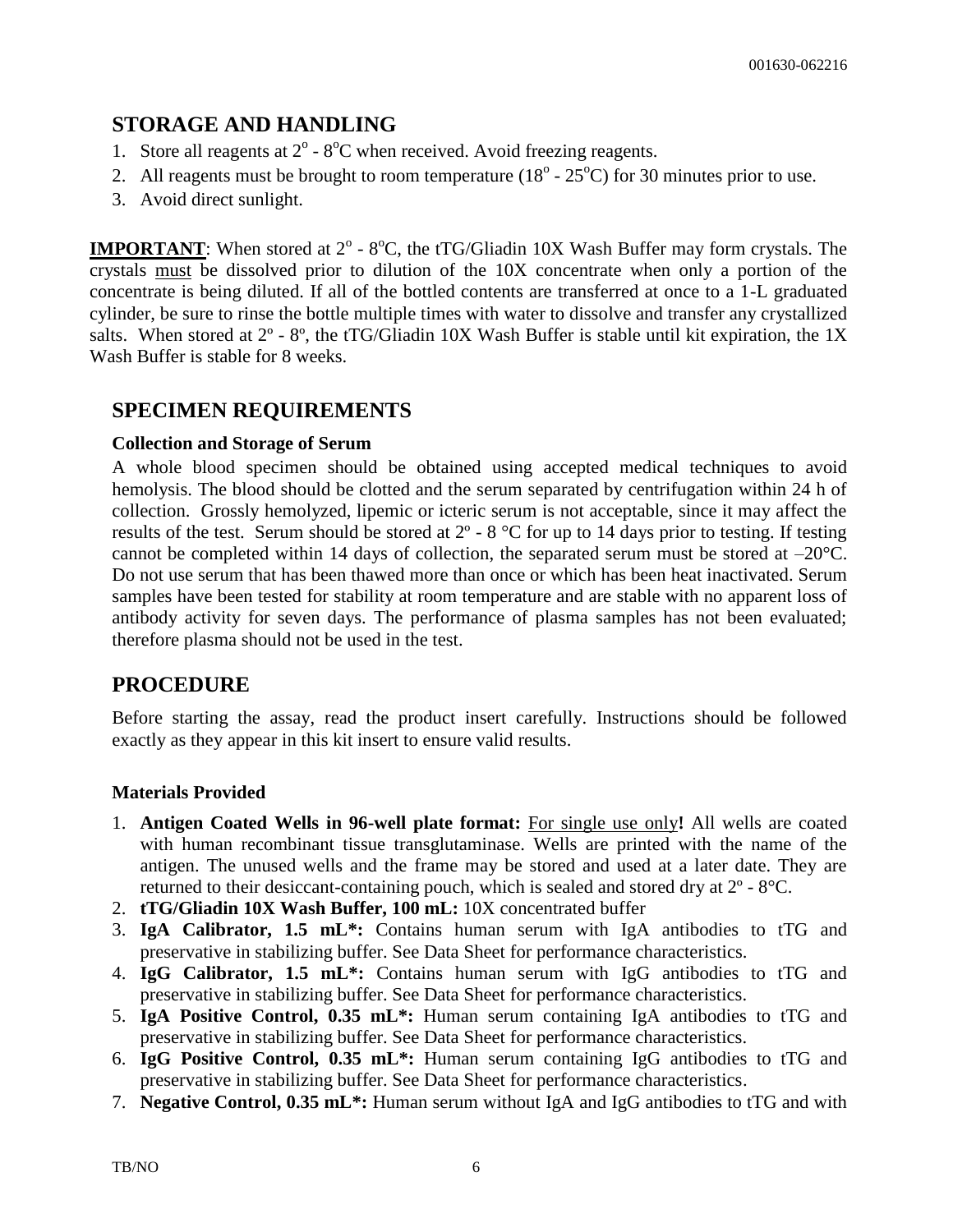## STORAGE AND HANDLING

1. Store all reagents at 2° - 8°C when received. Avoid freezing reagents.
2. All reagents must be brought to room temperature (18° - 25°C) for 30 minutes prior to use.
3. Avoid direct sunlight.

**IMPORTANT**: When stored at 2° - 8°C, the tTG/Gliadin 10X Wash Buffer may form crystals. The crystals must be dissolved prior to dilution of the 10X concentrate when only a portion of the concentrate is being diluted. If all of the bottled contents are transferred at once to a 1-L graduated cylinder, be sure to rinse the bottle multiple times with water to dissolve and transfer any crystallized salts. When stored at 2º - 8º, the tTG/Gliadin 10X Wash Buffer is stable until kit expiration, the 1X Wash Buffer is stable for 8 weeks.

## SPECIMEN REQUIREMENTS

### Collection and Storage of Serum

A whole blood specimen should be obtained using accepted medical techniques to avoid hemolysis. The blood should be clotted and the serum separated by centrifugation within 24 h of collection. Grossly hemolyzed, lipemic or icteric serum is not acceptable, since it may affect the results of the test. Serum should be stored at 2º - 8 °C for up to 14 days prior to testing. If testing cannot be completed within 14 days of collection, the separated serum must be stored at –20°C. Do not use serum that has been thawed more than once or which has been heat inactivated. Serum samples have been tested for stability at room temperature and are stable with no apparent loss of antibody activity for seven days. The performance of plasma samples has not been evaluated; therefore plasma should not be used in the test.

## PROCEDURE

Before starting the assay, read the product insert carefully. Instructions should be followed exactly as they appear in this kit insert to ensure valid results.

### Materials Provided

1. **Antigen Coated Wells in 96-well plate format:** For single use only**!** All wells are coated with human recombinant tissue transglutaminase. Wells are printed with the name of the antigen. The unused wells and the frame may be stored and used at a later date. They are returned to their desiccant-containing pouch, which is sealed and stored dry at 2º - 8°C.
2. **tTG/Gliadin 10X Wash Buffer, 100 mL:** 10X concentrated buffer
3. **IgA Calibrator, 1.5 mL*:** Contains human serum with IgA antibodies to tTG and preservative in stabilizing buffer. See Data Sheet for performance characteristics.
4. **IgG Calibrator, 1.5 mL*:** Contains human serum with IgG antibodies to tTG and preservative in stabilizing buffer. See Data Sheet for performance characteristics.
5. **IgA Positive Control, 0.35 mL*:** Human serum containing IgA antibodies to tTG and preservative in stabilizing buffer. See Data Sheet for performance characteristics.
6. **IgG Positive Control, 0.35 mL*:** Human serum containing IgG antibodies to tTG and preservative in stabilizing buffer. See Data Sheet for performance characteristics.
7. **Negative Control, 0.35 mL*:** Human serum without IgA and IgG antibodies to tTG and with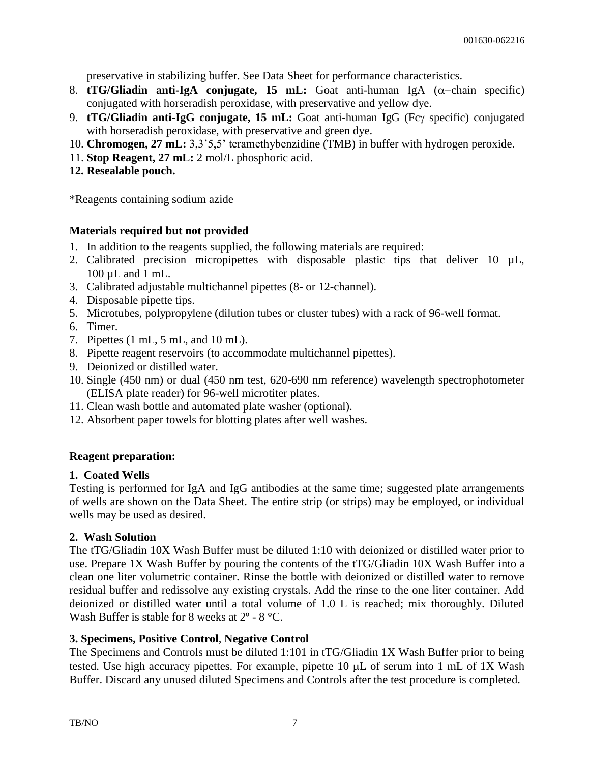preservative in stabilizing buffer. See Data Sheet for performance characteristics.

8. **tTG/Gliadin anti-IgA conjugate, 15 mL:** Goat anti-human IgA (α−chain specific) conjugated with horseradish peroxidase, with preservative and yellow dye.
9. **tTG/Gliadin anti-IgG conjugate, 15 mL:** Goat anti-human IgG (Fcγ specific) conjugated with horseradish peroxidase, with preservative and green dye.
10. **Chromogen, 27 mL:** 3,3'5,5' teramethybenzidine (TMB) in buffer with hydrogen peroxide.
11. **Stop Reagent, 27 mL:** 2 mol/L phosphoric acid.
12. **Resealable pouch.**

*Reagents containing sodium azide

**Materials required but not provided**

1. In addition to the reagents supplied, the following materials are required:
2. Calibrated precision micropipettes with disposable plastic tips that deliver 10 µL, 100 µL and 1 mL.
3. Calibrated adjustable multichannel pipettes (8- or 12-channel).
4. Disposable pipette tips.
5. Microtubes, polypropylene (dilution tubes or cluster tubes) with a rack of 96-well format.
6. Timer.
7. Pipettes (1 mL, 5 mL, and 10 mL).
8. Pipette reagent reservoirs (to accommodate multichannel pipettes).
9. Deionized or distilled water.
10. Single (450 nm) or dual (450 nm test, 620-690 nm reference) wavelength spectrophotometer (ELISA plate reader) for 96-well microtiter plates.
11. Clean wash bottle and automated plate washer (optional).
12. Absorbent paper towels for blotting plates after well washes.

**Reagent preparation:**

**1. Coated Wells**

Testing is performed for IgA and IgG antibodies at the same time; suggested plate arrangements of wells are shown on the Data Sheet. The entire strip (or strips) may be employed, or individual wells may be used as desired.

**2. Wash Solution**

The tTG/Gliadin 10X Wash Buffer must be diluted 1:10 with deionized or distilled water prior to use. Prepare 1X Wash Buffer by pouring the contents of the tTG/Gliadin 10X Wash Buffer into a clean one liter volumetric container. Rinse the bottle with deionized or distilled water to remove residual buffer and redissolve any existing crystals. Add the rinse to the one liter container. Add deionized or distilled water until a total volume of 1.0 L is reached; mix thoroughly. Diluted Wash Buffer is stable for 8 weeks at 2º - 8 °C.

**3. Specimens, Positive Control**, **Negative Control**

The Specimens and Controls must be diluted 1:101 in tTG/Gliadin 1X Wash Buffer prior to being tested. Use high accuracy pipettes. For example, pipette 10 µL of serum into 1 mL of 1X Wash Buffer. Discard any unused diluted Specimens and Controls after the test procedure is completed.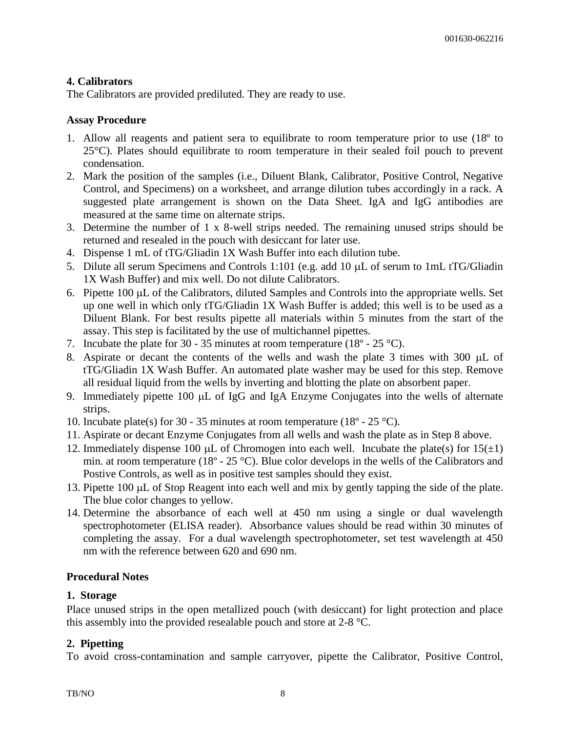**4. Calibrators**

The Calibrators are provided prediluted. They are ready to use.

**Assay Procedure**

1. Allow all reagents and patient sera to equilibrate to room temperature prior to use (18º to 25°C). Plates should equilibrate to room temperature in their sealed foil pouch to prevent condensation.
2. Mark the position of the samples (i.e., Diluent Blank, Calibrator, Positive Control, Negative Control, and Specimens) on a worksheet, and arrange dilution tubes accordingly in a rack. A suggested plate arrangement is shown on the Data Sheet. IgA and IgG antibodies are measured at the same time on alternate strips.
3. Determine the number of 1 x 8-well strips needed. The remaining unused strips should be returned and resealed in the pouch with desiccant for later use.
4. Dispense 1 mL of tTG/Gliadin 1X Wash Buffer into each dilution tube.
5. Dilute all serum Specimens and Controls 1:101 (e.g. add 10 μL of serum to 1mL tTG/Gliadin 1X Wash Buffer) and mix well. Do not dilute Calibrators.
6. Pipette 100 μL of the Calibrators, diluted Samples and Controls into the appropriate wells. Set up one well in which only tTG/Gliadin 1X Wash Buffer is added; this well is to be used as a Diluent Blank. For best results pipette all materials within 5 minutes from the start of the assay. This step is facilitated by the use of multichannel pipettes.
7. Incubate the plate for 30 - 35 minutes at room temperature (18º - 25 °C).
8. Aspirate or decant the contents of the wells and wash the plate 3 times with 300 μL of tTG/Gliadin 1X Wash Buffer. An automated plate washer may be used for this step. Remove all residual liquid from the wells by inverting and blotting the plate on absorbent paper.
9. Immediately pipette 100 μL of IgG and IgA Enzyme Conjugates into the wells of alternate strips.
10. Incubate plate(s) for 30 - 35 minutes at room temperature (18º - 25 °C).
11. Aspirate or decant Enzyme Conjugates from all wells and wash the plate as in Step 8 above.
12. Immediately dispense 100 μL of Chromogen into each well. Incubate the plate(s) for 15(±1) min. at room temperature (18º - 25 °C). Blue color develops in the wells of the Calibrators and Postive Controls, as well as in positive test samples should they exist.
13. Pipette 100 μL of Stop Reagent into each well and mix by gently tapping the side of the plate. The blue color changes to yellow.
14. Determine the absorbance of each well at 450 nm using a single or dual wavelength spectrophotometer (ELISA reader). Absorbance values should be read within 30 minutes of completing the assay. For a dual wavelength spectrophotometer, set test wavelength at 450 nm with the reference between 620 and 690 nm.

**Procedural Notes**

**1. Storage**

Place unused strips in the open metallized pouch (with desiccant) for light protection and place this assembly into the provided resealable pouch and store at 2-8 °C.

**2. Pipetting**

To avoid cross-contamination and sample carryover, pipette the Calibrator, Positive Control,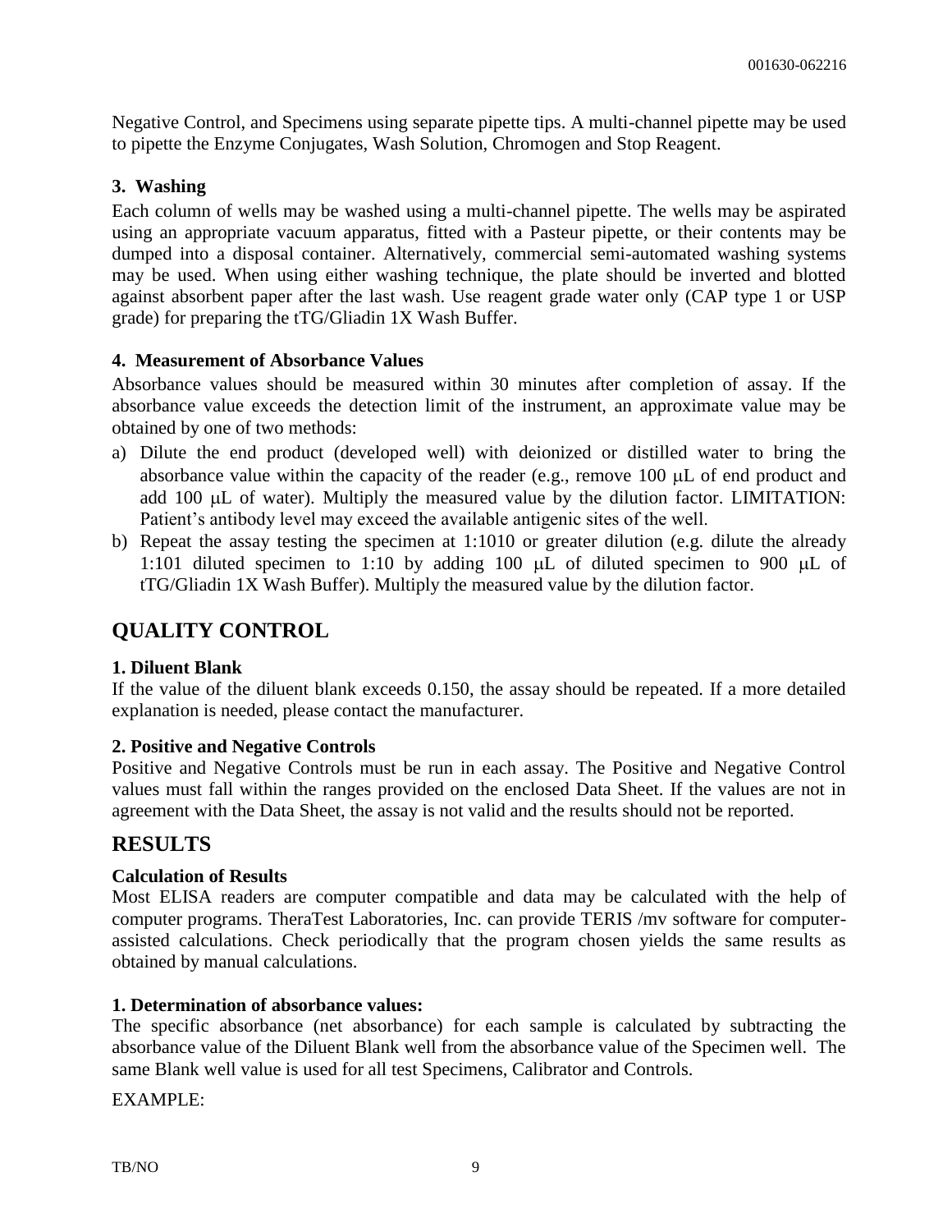Negative Control, and Specimens using separate pipette tips. A multi-channel pipette may be used to pipette the Enzyme Conjugates, Wash Solution, Chromogen and Stop Reagent.

### 3. Washing

Each column of wells may be washed using a multi-channel pipette. The wells may be aspirated using an appropriate vacuum apparatus, fitted with a Pasteur pipette, or their contents may be dumped into a disposal container. Alternatively, commercial semi-automated washing systems may be used. When using either washing technique, the plate should be inverted and blotted against absorbent paper after the last wash. Use reagent grade water only (CAP type 1 or USP grade) for preparing the tTG/Gliadin 1X Wash Buffer.

### 4. Measurement of Absorbance Values

Absorbance values should be measured within 30 minutes after completion of assay. If the absorbance value exceeds the detection limit of the instrument, an approximate value may be obtained by one of two methods:

a) Dilute the end product (developed well) with deionized or distilled water to bring the absorbance value within the capacity of the reader (e.g., remove 100 μL of end product and add 100 μL of water). Multiply the measured value by the dilution factor. LIMITATION: Patient's antibody level may exceed the available antigenic sites of the well.
b) Repeat the assay testing the specimen at 1:1010 or greater dilution (e.g. dilute the already 1:101 diluted specimen to 1:10 by adding 100 μL of diluted specimen to 900 μL of tTG/Gliadin 1X Wash Buffer). Multiply the measured value by the dilution factor.

## QUALITY CONTROL

### 1. Diluent Blank

If the value of the diluent blank exceeds 0.150, the assay should be repeated. If a more detailed explanation is needed, please contact the manufacturer.

### 2. Positive and Negative Controls

Positive and Negative Controls must be run in each assay. The Positive and Negative Control values must fall within the ranges provided on the enclosed Data Sheet. If the values are not in agreement with the Data Sheet, the assay is not valid and the results should not be reported.

## RESULTS

### Calculation of Results

Most ELISA readers are computer compatible and data may be calculated with the help of computer programs. TheraTest Laboratories, Inc. can provide TERIS /mv software for computer-assisted calculations. Check periodically that the program chosen yields the same results as obtained by manual calculations.

### 1. Determination of absorbance values:

The specific absorbance (net absorbance) for each sample is calculated by subtracting the absorbance value of the Diluent Blank well from the absorbance value of the Specimen well. The same Blank well value is used for all test Specimens, Calibrator and Controls.

EXAMPLE: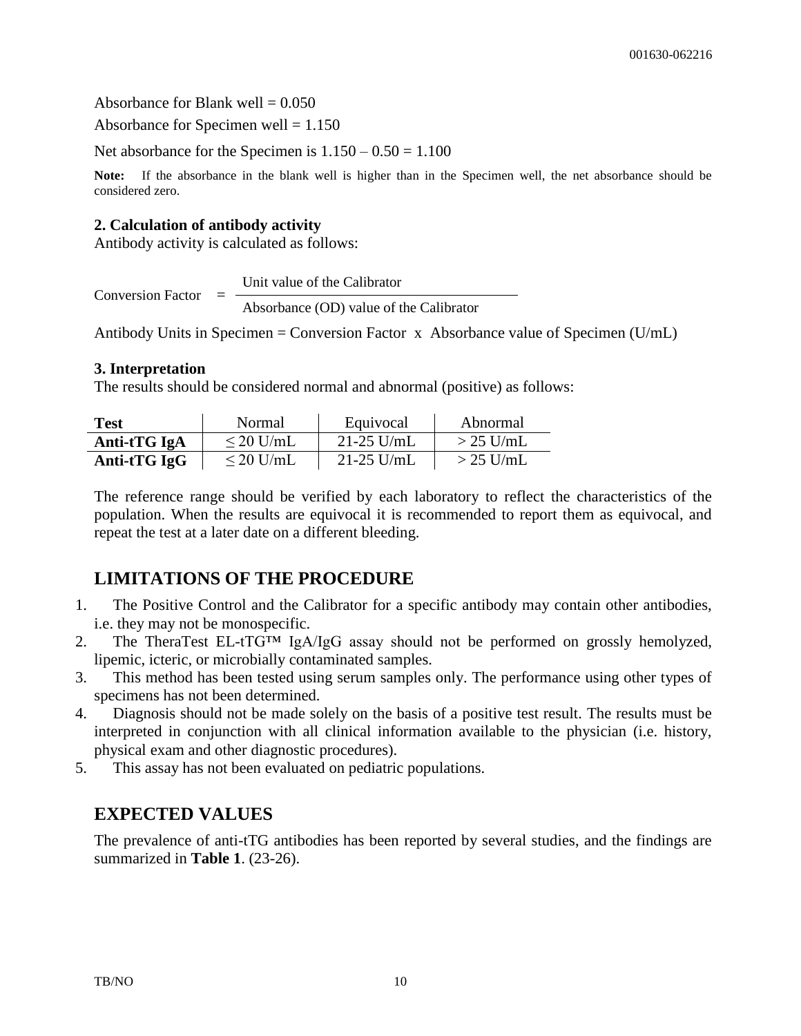Absorbance for Blank well = 0.050

Absorbance for Specimen well = 1.150

Net absorbance for the Specimen is 1.150 – 0.50 = 1.100

**Note:** If the absorbance in the blank well is higher than in the Specimen well, the net absorbance should be considered zero.

**2. Calculation of antibody activity**

Antibody activity is calculated as follows:

$$\text{Conversion Factor} = \frac{\text{Unit value of the Calibrator}}{\text{Absorbance (OD) value of the Calibrator}}$$

Antibody Units in Specimen = Conversion Factor x Absorbance value of Specimen (U/mL)

**3. Interpretation**

The results should be considered normal and abnormal (positive) as follows:

| Test | Normal | Equivocal | Abnormal |
|---|---|---|---|
| **Anti-tTG IgA** | ≤ 20 U/mL | 21-25 U/mL | > 25 U/mL |
| **Anti-tTG IgG** | ≤ 20 U/mL | 21-25 U/mL | > 25 U/mL |

The reference range should be verified by each laboratory to reflect the characteristics of the population. When the results are equivocal it is recommended to report them as equivocal, and repeat the test at a later date on a different bleeding.

## LIMITATIONS OF THE PROCEDURE

1. The Positive Control and the Calibrator for a specific antibody may contain other antibodies, i.e. they may not be monospecific.
2. The TheraTest EL-tTG™ IgA/IgG assay should not be performed on grossly hemolyzed, lipemic, icteric, or microbially contaminated samples.
3. This method has been tested using serum samples only. The performance using other types of specimens has not been determined.
4. Diagnosis should not be made solely on the basis of a positive test result. The results must be interpreted in conjunction with all clinical information available to the physician (i.e. history, physical exam and other diagnostic procedures).
5. This assay has not been evaluated on pediatric populations.

## EXPECTED VALUES

The prevalence of anti-tTG antibodies has been reported by several studies, and the findings are summarized in **Table 1**. (23-26).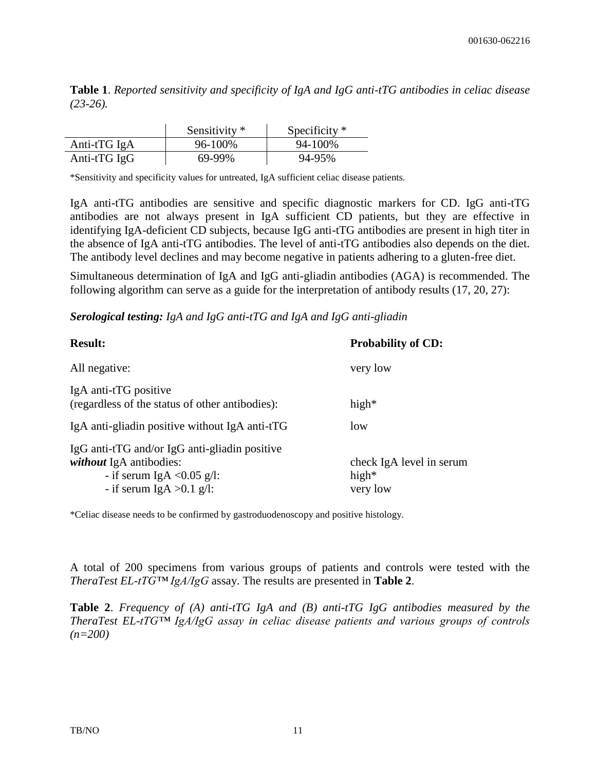**Table 1**. *Reported sensitivity and specificity of IgA and IgG anti-tTG antibodies in celiac disease (23-26).*

| | Sensitivity * | Specificity * |
|---|---|---|
| Anti-tTG IgA | 96-100% | 94-100% |
| Anti-tTG IgG | 69-99% | 94-95% |

*Sensitivity and specificity values for untreated, IgA sufficient celiac disease patients.

IgA anti-tTG antibodies are sensitive and specific diagnostic markers for CD. IgG anti-tTG antibodies are not always present in IgA sufficient CD patients, but they are effective in identifying IgA-deficient CD subjects, because IgG anti-tTG antibodies are present in high titer in the absence of IgA anti-tTG antibodies. The level of anti-tTG antibodies also depends on the diet. The antibody level declines and may become negative in patients adhering to a gluten-free diet.

Simultaneous determination of IgA and IgG anti-gliadin antibodies (AGA) is recommended. The following algorithm can serve as a guide for the interpretation of antibody results (17, 20, 27):

***Serological testing:*** *IgA and IgG anti-tTG and IgA and IgG anti-gliadin*

| **Result:** | **Probability of CD:** |
|---|---|
| All negative: | very low |
| IgA anti-tTG positive (regardless of the status of other antibodies): | high* |
| IgA anti-gliadin positive without IgA anti-tTG | low |
| IgG anti-tTG and/or IgG anti-gliadin positive ***without*** IgA antibodies: | check IgA level in serum |
| - if serum IgA <0.05 g/l: | high* |
| - if serum IgA >0.1 g/l: | very low |

*Celiac disease needs to be confirmed by gastroduodenoscopy and positive histology.

A total of 200 specimens from various groups of patients and controls were tested with the *TheraTest EL-tTG™ IgA/IgG* assay. The results are presented in **Table 2**.

**Table 2**. *Frequency of (A) anti-tTG IgA and (B) anti-tTG IgG antibodies measured by the TheraTest EL-tTG™ IgA/IgG assay in celiac disease patients and various groups of controls (n=200)*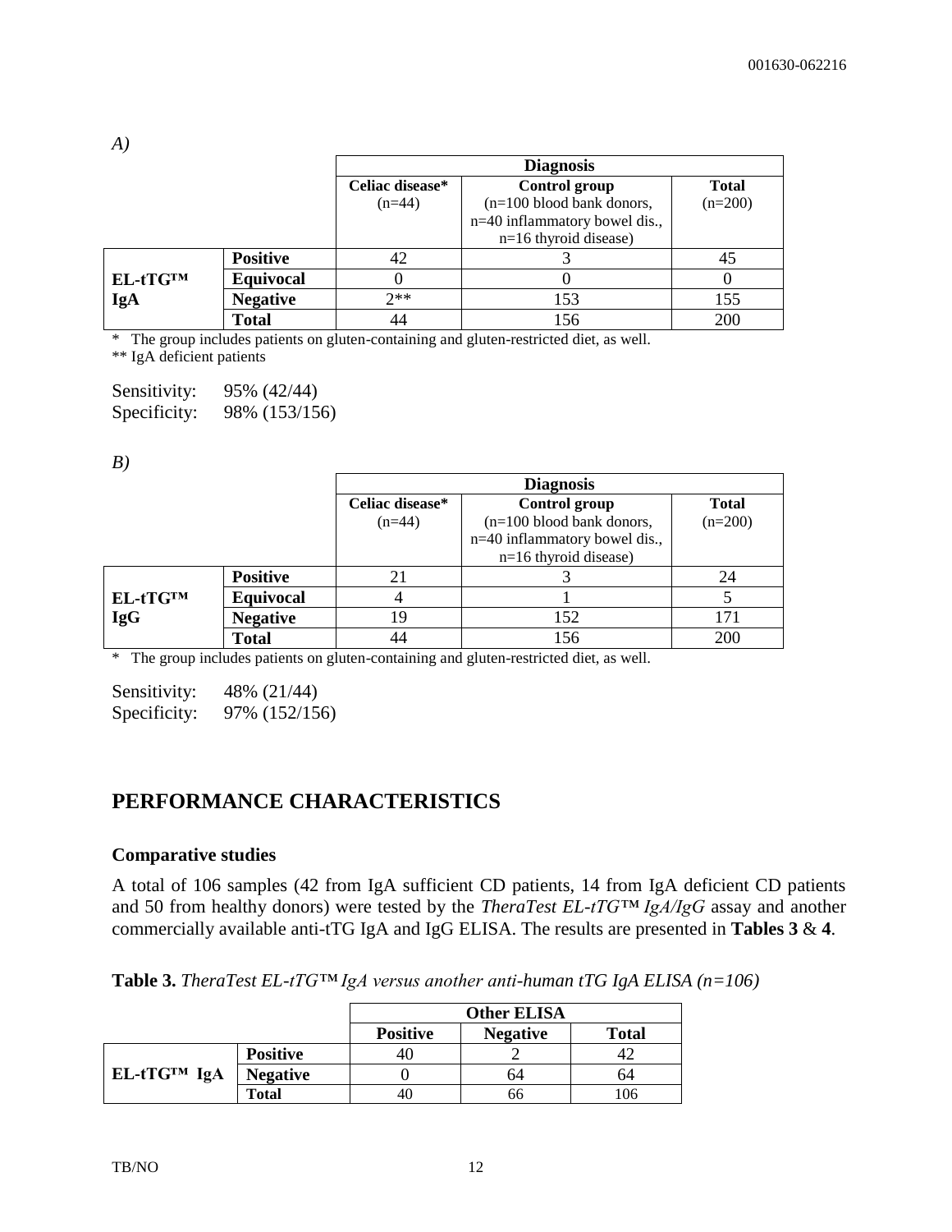*A)*

| | | Diagnosis | | |
|---|---|---|---|---|
| | | **Celiac disease*** (n=44) | **Control group** (n=100 blood bank donors, n=40 inflammatory bowel dis., n=16 thyroid disease) | **Total** (n=200) |
| **EL-tTG™ IgA** | **Positive** | 42 | 3 | 45 |
| | **Equivocal** | 0 | 0 | 0 |
| | **Negative** | 2** | 153 | 155 |
| | **Total** | 44 | 156 | 200 |

\* The group includes patients on gluten-containing and gluten-restricted diet, as well.
** IgA deficient patients

Sensitivity: 95% (42/44)
Specificity: 98% (153/156)

*B)*

| | | Diagnosis | | |
|---|---|---|---|---|
| | | **Celiac disease*** (n=44) | **Control group** (n=100 blood bank donors, n=40 inflammatory bowel dis., n=16 thyroid disease) | **Total** (n=200) |
| **EL-tTG™ IgG** | **Positive** | 21 | 3 | 24 |
| | **Equivocal** | 4 | 1 | 5 |
| | **Negative** | 19 | 152 | 171 |
| | **Total** | 44 | 156 | 200 |

\* The group includes patients on gluten-containing and gluten-restricted diet, as well.

Sensitivity: 48% (21/44)
Specificity: 97% (152/156)

## PERFORMANCE CHARACTERISTICS

### Comparative studies

A total of 106 samples (42 from IgA sufficient CD patients, 14 from IgA deficient CD patients and 50 from healthy donors) were tested by the *TheraTest EL-tTG™ IgA/IgG* assay and another commercially available anti-tTG IgA and IgG ELISA. The results are presented in **Tables 3** & **4**.

**Table 3.** *TheraTest EL-tTG™ IgA versus another anti-human tTG IgA ELISA (n=106)*

| | | Other ELISA | | |
|---|---|---|---|---|
| | | **Positive** | **Negative** | **Total** |
| **EL-tTG™ IgA** | **Positive** | 40 | 2 | 42 |
| | **Negative** | 0 | 64 | 64 |
| | **Total** | 40 | 66 | 106 |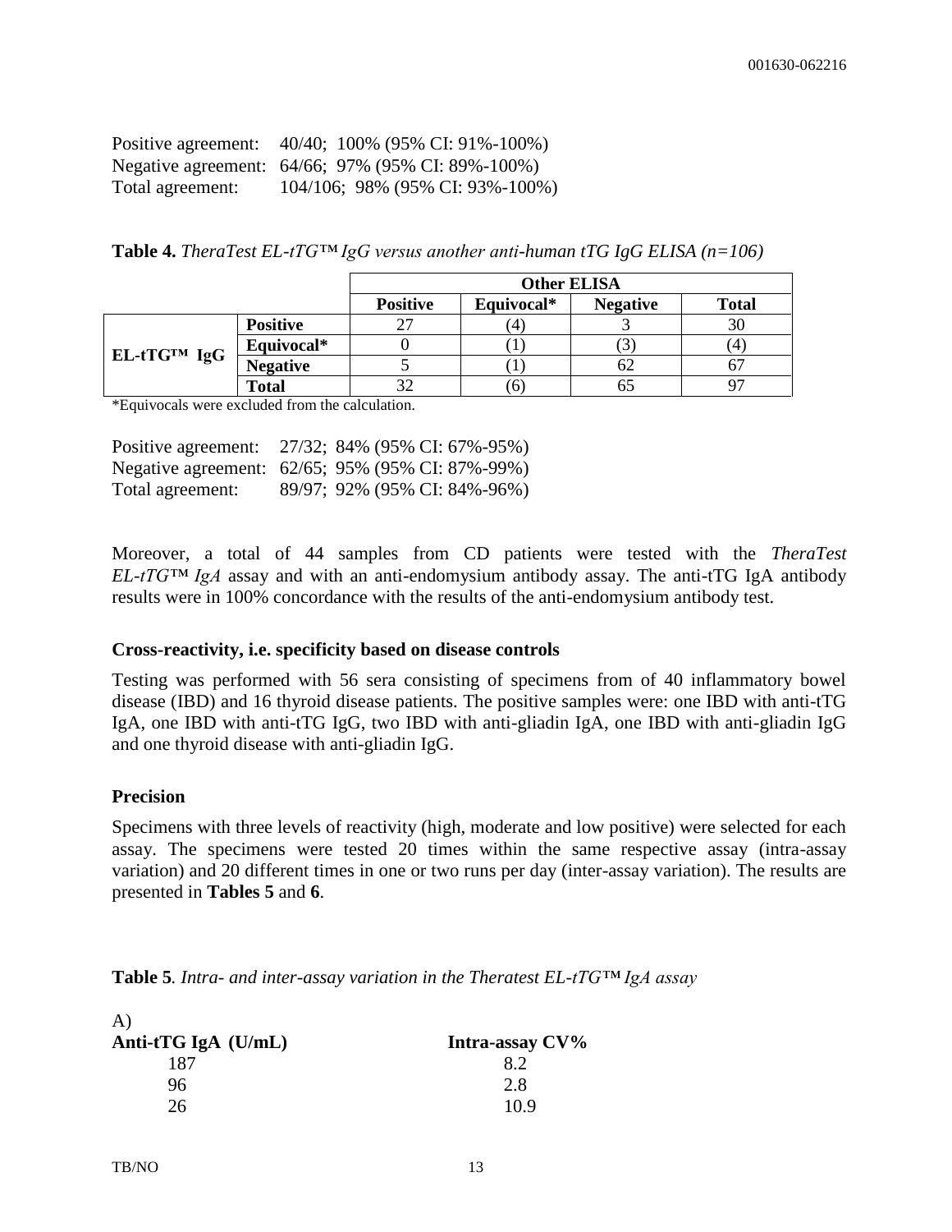Positive agreement: 40/40; 100% (95% CI: 91%-100%)
Negative agreement: 64/66; 97% (95% CI: 89%-100%)
Total agreement: 104/106; 98% (95% CI: 93%-100%)

**Table 4.** *TheraTest EL-tTG™ IgG versus another anti-human tTG IgG ELISA (n=106)*

| | | Other ELISA | | | |
|---|---|---|---|---|---|
| | | **Positive** | **Equivocal*** | **Negative** | **Total** |
| **EL-tTG™ IgG** | **Positive** | 27 | (4) | 3 | 30 |
| | **Equivocal*** | 0 | (1) | (3) | (4) |
| | **Negative** | 5 | (1) | 62 | 67 |
| | **Total** | 32 | (6) | 65 | 97 |

*Equivocals were excluded from the calculation.

Positive agreement: 27/32; 84% (95% CI: 67%-95%)
Negative agreement: 62/65; 95% (95% CI: 87%-99%)
Total agreement: 89/97; 92% (95% CI: 84%-96%)

Moreover, a total of 44 samples from CD patients were tested with the *TheraTest EL-tTG™ IgA* assay and with an anti-endomysium antibody assay. The anti-tTG IgA antibody results were in 100% concordance with the results of the anti-endomysium antibody test.

### Cross-reactivity, i.e. specificity based on disease controls

Testing was performed with 56 sera consisting of specimens from of 40 inflammatory bowel disease (IBD) and 16 thyroid disease patients. The positive samples were: one IBD with anti-tTG IgA, one IBD with anti-tTG IgG, two IBD with anti-gliadin IgA, one IBD with anti-gliadin IgG and one thyroid disease with anti-gliadin IgG.

### Precision

Specimens with three levels of reactivity (high, moderate and low positive) were selected for each assay. The specimens were tested 20 times within the same respective assay (intra-assay variation) and 20 different times in one or two runs per day (inter-assay variation). The results are presented in **Tables 5** and **6**.

**Table 5**. *Intra- and inter-assay variation in the Theratest EL-tTG™ IgA assay*

A)

| Anti-tTG IgA (U/mL) | Intra-assay CV% |
|---|---|
| 187 | 8.2 |
| 96 | 2.8 |
| 26 | 10.9 |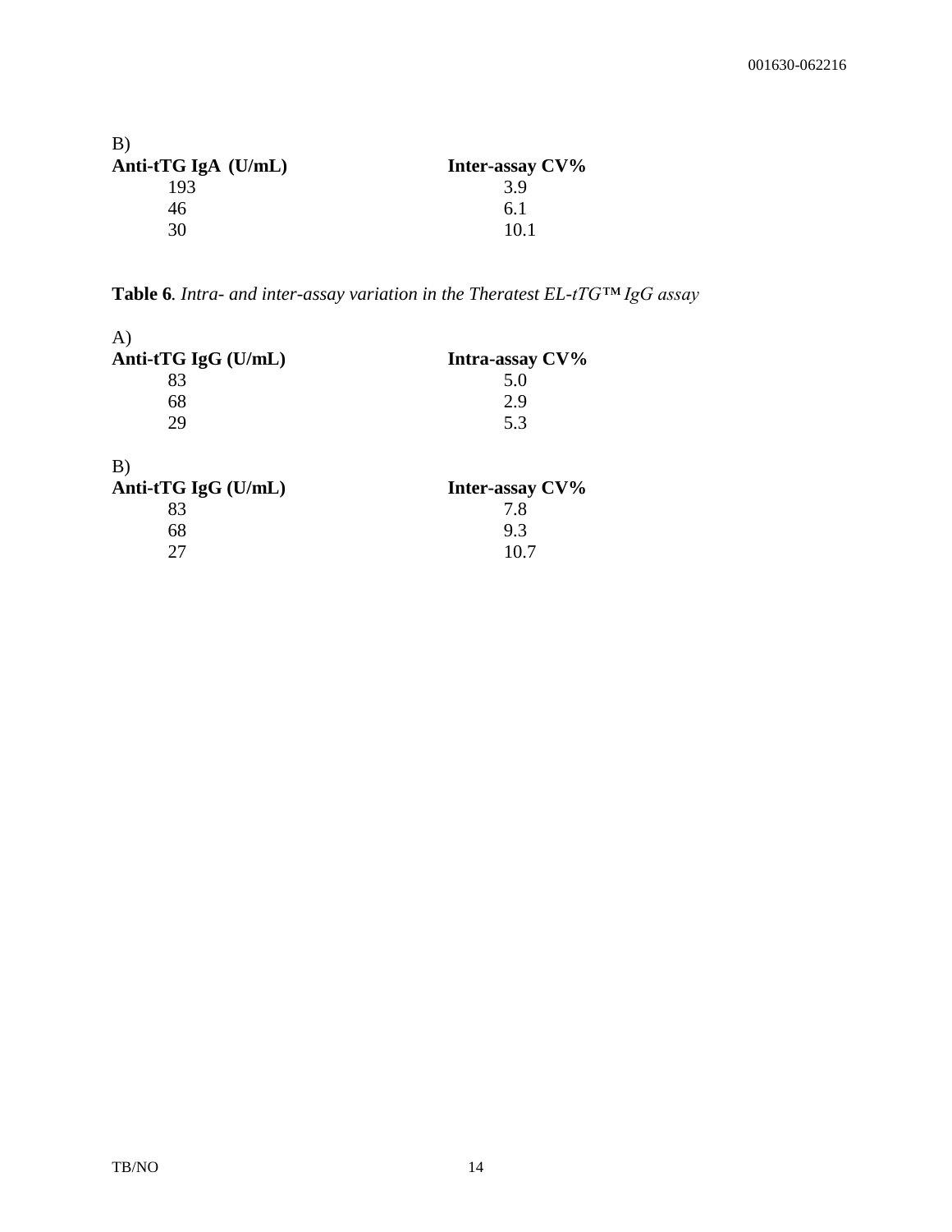B)

| Anti-tTG IgA (U/mL) | Inter-assay CV% |
|---|---|
| 193 | 3.9 |
| 46 | 6.1 |
| 30 | 10.1 |

**Table 6**. *Intra- and inter-assay variation in the Theratest EL-tTG™ IgG assay*

A)

| Anti-tTG IgG (U/mL) | Intra-assay CV% |
|---|---|
| 83 | 5.0 |
| 68 | 2.9 |
| 29 | 5.3 |

B)

| Anti-tTG IgG (U/mL) | Inter-assay CV% |
|---|---|
| 83 | 7.8 |
| 68 | 9.3 |
| 27 | 10.7 |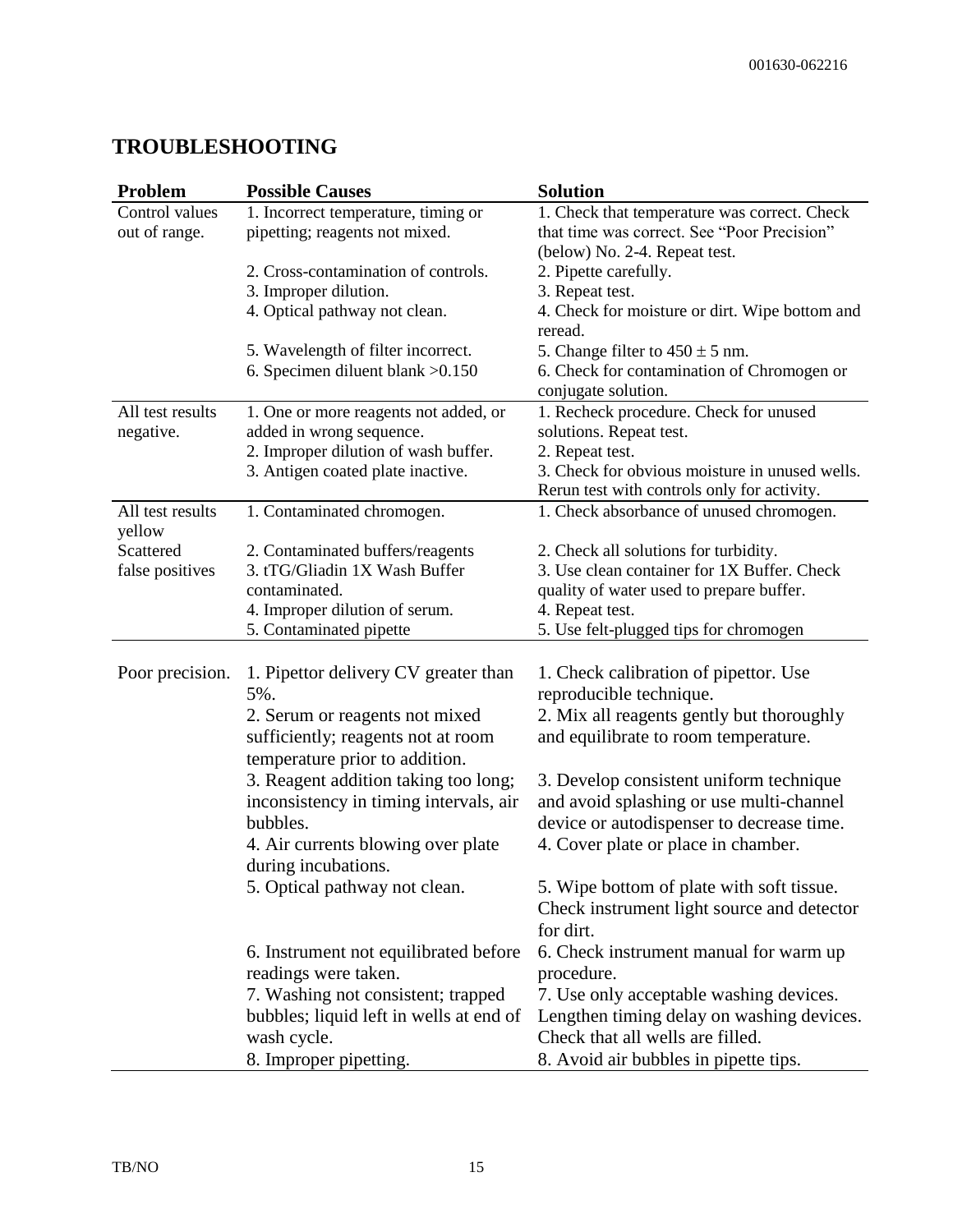## TROUBLESHOOTING

| Problem | Possible Causes | Solution |
|---|---|---|
| Control values out of range. | 1. Incorrect temperature, timing or pipetting; reagents not mixed. | 1. Check that temperature was correct. Check that time was correct. See "Poor Precision" (below) No. 2-4. Repeat test. |
| | 2. Cross-contamination of controls. | 2. Pipette carefully. |
| | 3. Improper dilution. | 3. Repeat test. |
| | 4. Optical pathway not clean. | 4. Check for moisture or dirt. Wipe bottom and reread. |
| | 5. Wavelength of filter incorrect. | 5. Change filter to 450 ± 5 nm. |
| | 6. Specimen diluent blank >0.150 | 6. Check for contamination of Chromogen or conjugate solution. |
| All test results negative. | 1. One or more reagents not added, or added in wrong sequence. | 1. Recheck procedure. Check for unused solutions. Repeat test. |
| | 2. Improper dilution of wash buffer. | 2. Repeat test. |
| | 3. Antigen coated plate inactive. | 3. Check for obvious moisture in unused wells. Rerun test with controls only for activity. |
| All test results yellow | 1. Contaminated chromogen. | 1. Check absorbance of unused chromogen. |
| Scattered false positives | 2. Contaminated buffers/reagents | 2. Check all solutions for turbidity. |
| | 3. tTG/Gliadin 1X Wash Buffer contaminated. | 3. Use clean container for 1X Buffer. Check quality of water used to prepare buffer. |
| | 4. Improper dilution of serum. | 4. Repeat test. |
| | 5. Contaminated pipette | 5. Use felt-plugged tips for chromogen |
| Poor precision. | 1. Pipettor delivery CV greater than 5%. | 1. Check calibration of pipettor. Use reproducible technique. |
| | 2. Serum or reagents not mixed sufficiently; reagents not at room temperature prior to addition. | 2. Mix all reagents gently but thoroughly and equilibrate to room temperature. |
| | 3. Reagent addition taking too long; inconsistency in timing intervals, air bubbles. | 3. Develop consistent uniform technique and avoid splashing or use multi-channel device or autodispenser to decrease time. |
| | 4. Air currents blowing over plate during incubations. | 4. Cover plate or place in chamber. |
| | 5. Optical pathway not clean. | 5. Wipe bottom of plate with soft tissue. Check instrument light source and detector for dirt. |
| | 6. Instrument not equilibrated before readings were taken. | 6. Check instrument manual for warm up procedure. |
| | 7. Washing not consistent; trapped bubbles; liquid left in wells at end of wash cycle. | 7. Use only acceptable washing devices. Lengthen timing delay on washing devices. Check that all wells are filled. |
| | 8. Improper pipetting. | 8. Avoid air bubbles in pipette tips. |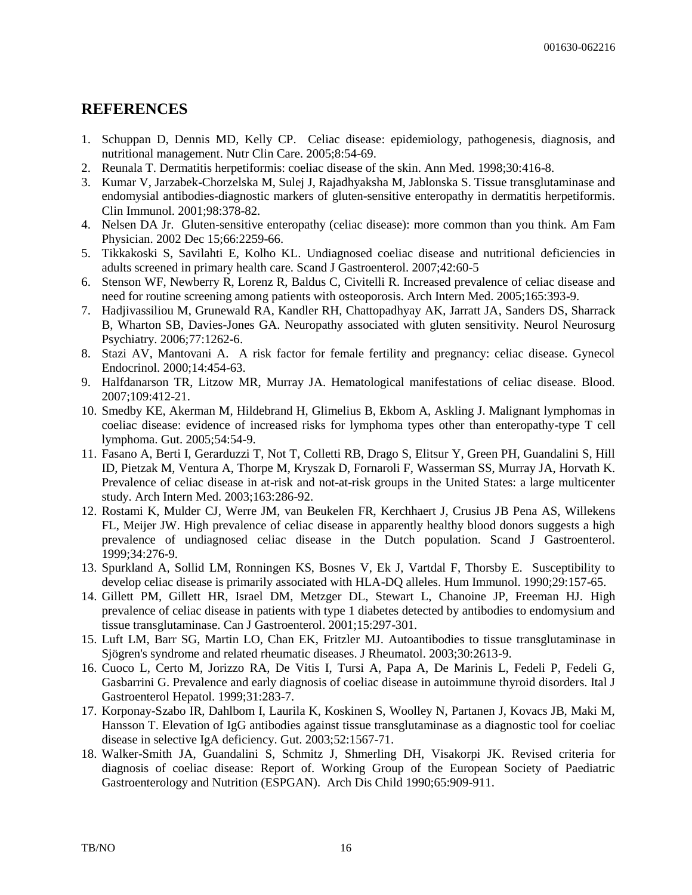## REFERENCES

1. Schuppan D, Dennis MD, Kelly CP. Celiac disease: epidemiology, pathogenesis, diagnosis, and nutritional management. Nutr Clin Care. 2005;8:54-69.
2. Reunala T. Dermatitis herpetiformis: coeliac disease of the skin. Ann Med. 1998;30:416-8.
3. Kumar V, Jarzabek-Chorzelska M, Sulej J, Rajadhyaksha M, Jablonska S. Tissue transglutaminase and endomysial antibodies-diagnostic markers of gluten-sensitive enteropathy in dermatitis herpetiformis. Clin Immunol. 2001;98:378-82.
4. Nelsen DA Jr. Gluten-sensitive enteropathy (celiac disease): more common than you think. Am Fam Physician. 2002 Dec 15;66:2259-66.
5. Tikkakoski S, Savilahti E, Kolho KL. Undiagnosed coeliac disease and nutritional deficiencies in adults screened in primary health care. Scand J Gastroenterol. 2007;42:60-5
6. Stenson WF, Newberry R, Lorenz R, Baldus C, Civitelli R. Increased prevalence of celiac disease and need for routine screening among patients with osteoporosis. Arch Intern Med. 2005;165:393-9.
7. Hadjivassiliou M, Grunewald RA, Kandler RH, Chattopadhyay AK, Jarratt JA, Sanders DS, Sharrack B, Wharton SB, Davies-Jones GA. Neuropathy associated with gluten sensitivity. Neurol Neurosurg Psychiatry. 2006;77:1262-6.
8. Stazi AV, Mantovani A. A risk factor for female fertility and pregnancy: celiac disease. Gynecol Endocrinol. 2000;14:454-63.
9. Halfdanarson TR, Litzow MR, Murray JA. Hematological manifestations of celiac disease. Blood. 2007;109:412-21.
10. Smedby KE, Akerman M, Hildebrand H, Glimelius B, Ekbom A, Askling J. Malignant lymphomas in coeliac disease: evidence of increased risks for lymphoma types other than enteropathy-type T cell lymphoma. Gut. 2005;54:54-9.
11. Fasano A, Berti I, Gerarduzzi T, Not T, Colletti RB, Drago S, Elitsur Y, Green PH, Guandalini S, Hill ID, Pietzak M, Ventura A, Thorpe M, Kryszak D, Fornaroli F, Wasserman SS, Murray JA, Horvath K. Prevalence of celiac disease in at-risk and not-at-risk groups in the United States: a large multicenter study. Arch Intern Med. 2003;163:286-92.
12. Rostami K, Mulder CJ, Werre JM, van Beukelen FR, Kerchhaert J, Crusius JB Pena AS, Willekens FL, Meijer JW. High prevalence of celiac disease in apparently healthy blood donors suggests a high prevalence of undiagnosed celiac disease in the Dutch population. Scand J Gastroenterol. 1999;34:276-9.
13. Spurkland A, Sollid LM, Ronningen KS, Bosnes V, Ek J, Vartdal F, Thorsby E. Susceptibility to develop celiac disease is primarily associated with HLA-DQ alleles. Hum Immunol. 1990;29:157-65.
14. Gillett PM, Gillett HR, Israel DM, Metzger DL, Stewart L, Chanoine JP, Freeman HJ. High prevalence of celiac disease in patients with type 1 diabetes detected by antibodies to endomysium and tissue transglutaminase. Can J Gastroenterol. 2001;15:297-301.
15. Luft LM, Barr SG, Martin LO, Chan EK, Fritzler MJ. Autoantibodies to tissue transglutaminase in Sjögren's syndrome and related rheumatic diseases. J Rheumatol. 2003;30:2613-9.
16. Cuoco L, Certo M, Jorizzo RA, De Vitis I, Tursi A, Papa A, De Marinis L, Fedeli P, Fedeli G, Gasbarrini G. Prevalence and early diagnosis of coeliac disease in autoimmune thyroid disorders. Ital J Gastroenterol Hepatol. 1999;31:283-7.
17. Korponay-Szabo IR, Dahlbom I, Laurila K, Koskinen S, Woolley N, Partanen J, Kovacs JB, Maki M, Hansson T. Elevation of IgG antibodies against tissue transglutaminase as a diagnostic tool for coeliac disease in selective IgA deficiency. Gut. 2003;52:1567-71.
18. Walker-Smith JA, Guandalini S, Schmitz J, Shmerling DH, Visakorpi JK. Revised criteria for diagnosis of coeliac disease: Report of. Working Group of the European Society of Paediatric Gastroenterology and Nutrition (ESPGAN). Arch Dis Child 1990;65:909-911.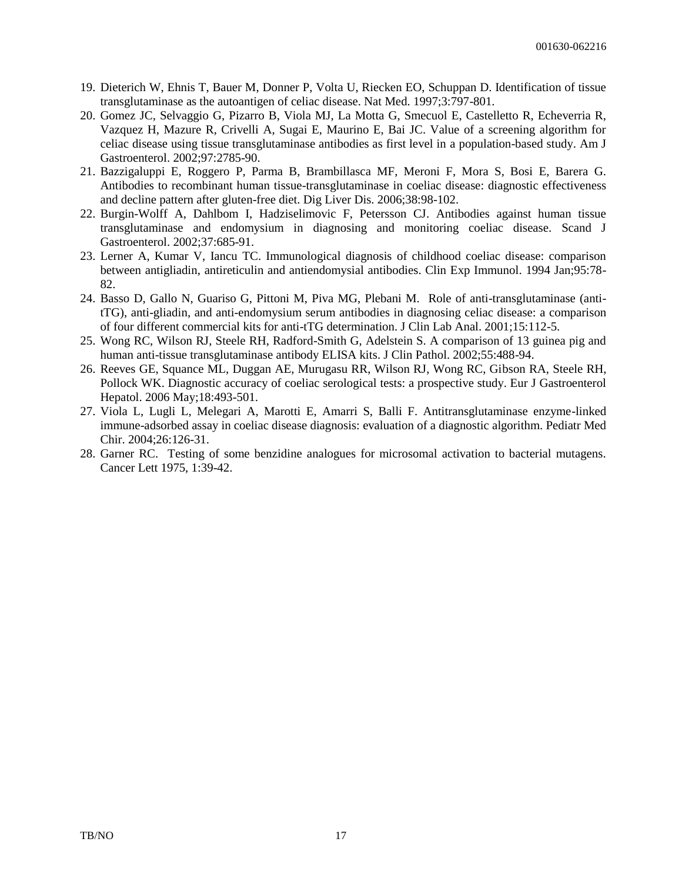19. Dieterich W, Ehnis T, Bauer M, Donner P, Volta U, Riecken EO, Schuppan D. Identification of tissue transglutaminase as the autoantigen of celiac disease. Nat Med. 1997;3:797-801.
20. Gomez JC, Selvaggio G, Pizarro B, Viola MJ, La Motta G, Smecuol E, Castelletto R, Echeverria R, Vazquez H, Mazure R, Crivelli A, Sugai E, Maurino E, Bai JC. Value of a screening algorithm for celiac disease using tissue transglutaminase antibodies as first level in a population-based study. Am J Gastroenterol. 2002;97:2785-90.
21. Bazzigaluppi E, Roggero P, Parma B, Brambillasca MF, Meroni F, Mora S, Bosi E, Barera G. Antibodies to recombinant human tissue-transglutaminase in coeliac disease: diagnostic effectiveness and decline pattern after gluten-free diet. Dig Liver Dis. 2006;38:98-102.
22. Burgin-Wolff A, Dahlbom I, Hadziselimovic F, Petersson CJ. Antibodies against human tissue transglutaminase and endomysium in diagnosing and monitoring coeliac disease. Scand J Gastroenterol. 2002;37:685-91.
23. Lerner A, Kumar V, Iancu TC. Immunological diagnosis of childhood coeliac disease: comparison between antigliadin, antireticulin and antiendomysial antibodies. Clin Exp Immunol. 1994 Jan;95:78-82.
24. Basso D, Gallo N, Guariso G, Pittoni M, Piva MG, Plebani M. Role of anti-transglutaminase (anti-tTG), anti-gliadin, and anti-endomysium serum antibodies in diagnosing celiac disease: a comparison of four different commercial kits for anti-tTG determination. J Clin Lab Anal. 2001;15:112-5.
25. Wong RC, Wilson RJ, Steele RH, Radford-Smith G, Adelstein S. A comparison of 13 guinea pig and human anti-tissue transglutaminase antibody ELISA kits. J Clin Pathol. 2002;55:488-94.
26. Reeves GE, Squance ML, Duggan AE, Murugasu RR, Wilson RJ, Wong RC, Gibson RA, Steele RH, Pollock WK. Diagnostic accuracy of coeliac serological tests: a prospective study. Eur J Gastroenterol Hepatol. 2006 May;18:493-501.
27. Viola L, Lugli L, Melegari A, Marotti E, Amarri S, Balli F. Antitransglutaminase enzyme-linked immune-adsorbed assay in coeliac disease diagnosis: evaluation of a diagnostic algorithm. Pediatr Med Chir. 2004;26:126-31.
28. Garner RC. Testing of some benzidine analogues for microsomal activation to bacterial mutagens. Cancer Lett 1975, 1:39-42.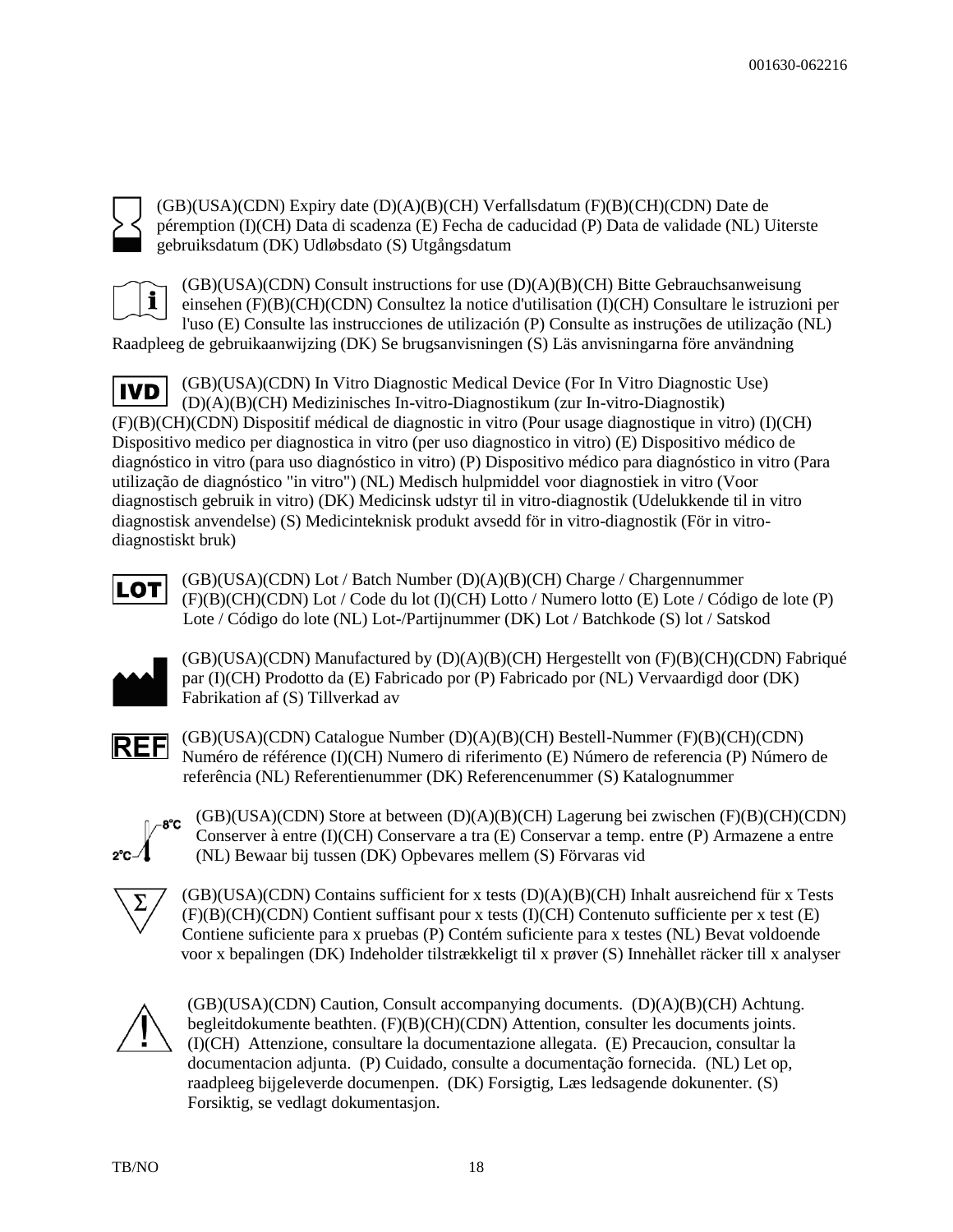(GB)(USA)(CDN) Expiry date (D)(A)(B)(CH) Verfallsdatum (F)(B)(CH)(CDN) Date de péremption (I)(CH) Data di scadenza (E) Fecha de caducidad (P) Data de validade (NL) Uiterste gebruiksdatum (DK) Udløbsdato (S) Utgångsdatum

(GB)(USA)(CDN) Consult instructions for use (D)(A)(B)(CH) Bitte Gebrauchsanweisung einsehen (F)(B)(CH)(CDN) Consultez la notice d'utilisation (I)(CH) Consultare le istruzioni per l'uso (E) Consulte las instrucciones de utilización (P) Consulte as instruções de utilização (NL) Raadpleeg de gebruikaanwijzing (DK) Se brugsanvisningen (S) Läs anvisningarna före användning

IVD (GB)(USA)(CDN) In Vitro Diagnostic Medical Device (For In Vitro Diagnostic Use) (D)(A)(B)(CH) Medizinisches In-vitro-Diagnostikum (zur In-vitro-Diagnostik) (F)(B)(CH)(CDN) Dispositif médical de diagnostic in vitro (Pour usage diagnostique in vitro) (I)(CH) Dispositivo medico per diagnostica in vitro (per uso diagnostico in vitro) (E) Dispositivo médico de diagnóstico in vitro (para uso diagnóstico in vitro) (P) Dispositivo médico para diagnóstico in vitro (Para utilização de diagnóstico "in vitro") (NL) Medisch hulpmiddel voor diagnostiek in vitro (Voor diagnostisch gebruik in vitro) (DK) Medicinsk udstyr til in vitro-diagnostik (Udelukkende til in vitro diagnostisk anvendelse) (S) Medicinteknisk produkt avsedd för in vitro-diagnostik (För in vitro-diagnostiskt bruk)

LOT (GB)(USA)(CDN) Lot / Batch Number (D)(A)(B)(CH) Charge / Chargennummer (F)(B)(CH)(CDN) Lot / Code du lot (I)(CH) Lotto / Numero lotto (E) Lote / Código de lote (P) Lote / Código do lote (NL) Lot-/Partijnummer (DK) Lot / Batchkode (S) lot / Satskod

(GB)(USA)(CDN) Manufactured by (D)(A)(B)(CH) Hergestellt von (F)(B)(CH)(CDN) Fabriqué par (I)(CH) Prodotto da (E) Fabricado por (P) Fabricado por (NL) Vervaardigd door (DK) Fabrikation af (S) Tillverkad av

REF (GB)(USA)(CDN) Catalogue Number (D)(A)(B)(CH) Bestell-Nummer (F)(B)(CH)(CDN) Numéro de référence (I)(CH) Numero di riferimento (E) Número de referencia (P) Número de referência (NL) Referentienummer (DK) Referencenummer (S) Katalognummer

2°C–8°C (GB)(USA)(CDN) Store at between (D)(A)(B)(CH) Lagerung bei zwischen (F)(B)(CH)(CDN) Conserver à entre (I)(CH) Conservare a tra (E) Conservar a temp. entre (P) Armazene a entre (NL) Bewaar bij tussen (DK) Opbevares mellem (S) Förvaras vid

Σ (GB)(USA)(CDN) Contains sufficient for x tests (D)(A)(B)(CH) Inhalt ausreichend für x Tests (F)(B)(CH)(CDN) Contient suffisant pour x tests (I)(CH) Contenuto sufficiente per x test (E) Contiene suficiente para x pruebas (P) Contém suficiente para x testes (NL) Bevat voldoende voor x bepalingen (DK) Indeholder tilstrækkeligt til x prøver (S) Innehàllet räcker till x analyser

(GB)(USA)(CDN) Caution, Consult accompanying documents. (D)(A)(B)(CH) Achtung. begleitdokumente beathten. (F)(B)(CH)(CDN) Attention, consulter les documents joints. (I)(CH) Attenzione, consultare la documentazione allegata. (E) Precaucion, consultar la documentacion adjunta. (P) Cuidado, consulte a documentação fornecida. (NL) Let op, raadpleeg bijgeleverde documenpen. (DK) Forsigtig, Læs ledsagende dokunenter. (S) Forsiktig, se vedlagt dokumentasjon.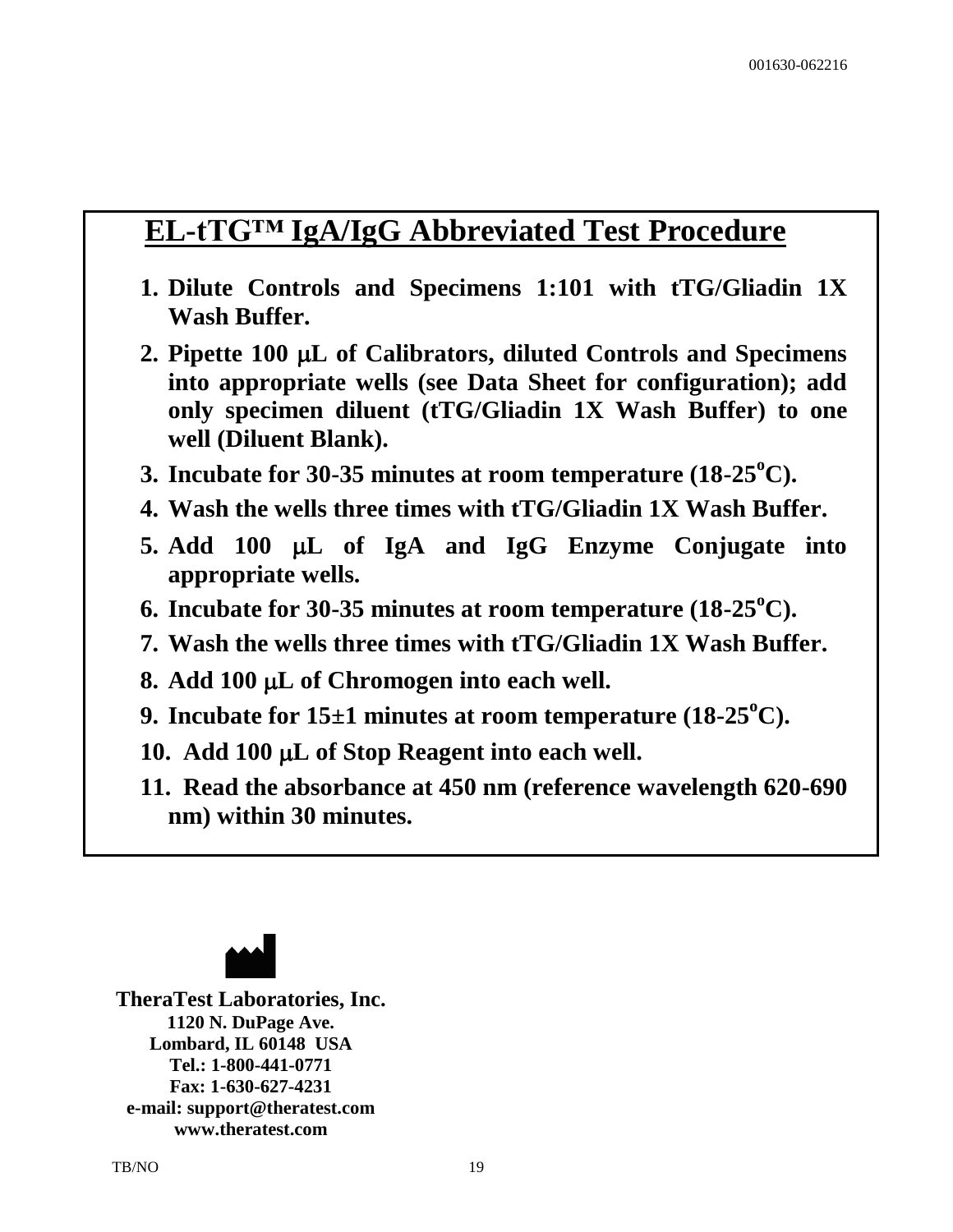## EL-tTG™ IgA/IgG Abbreviated Test Procedure

1. **Dilute Controls and Specimens 1:101 with tTG/Gliadin 1X Wash Buffer.**
2. **Pipette 100 μL of Calibrators, diluted Controls and Specimens into appropriate wells (see Data Sheet for configuration); add only specimen diluent (tTG/Gliadin 1X Wash Buffer) to one well (Diluent Blank).**
3. **Incubate for 30-35 minutes at room temperature (18-25°C).**
4. **Wash the wells three times with tTG/Gliadin 1X Wash Buffer.**
5. **Add 100 μL of IgA and IgG Enzyme Conjugate into appropriate wells.**
6. **Incubate for 30-35 minutes at room temperature (18-25°C).**
7. **Wash the wells three times with tTG/Gliadin 1X Wash Buffer.**
8. **Add 100 μL of Chromogen into each well.**
9. **Incubate for 15±1 minutes at room temperature (18-25°C).**
10. **Add 100 μL of Stop Reagent into each well.**
11. **Read the absorbance at 450 nm (reference wavelength 620-690 nm) within 30 minutes.**

**TheraTest Laboratories, Inc.**
**1120 N. DuPage Ave.**
**Lombard, IL 60148 USA**
**Tel.: 1-800-441-0771**
**Fax: 1-630-627-4231**
**e-mail: support@theratest.com**
**www.theratest.com**

TB/NO